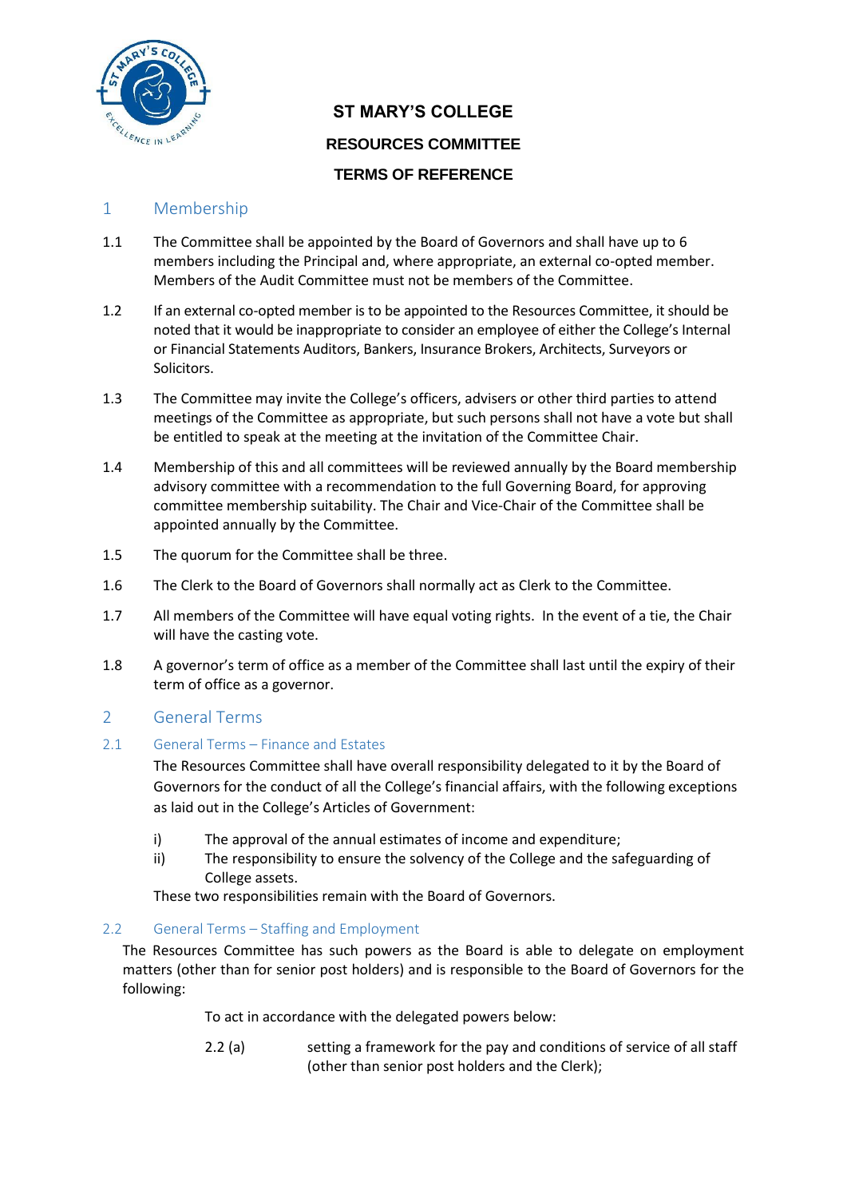# ST MARY'S COLLEGE

## RESOURCES COMMITTEE

## TERMS OF REFERENCE

## 1 Membership

1.1 The Committee shall be appointed by the Board of Governors and shall have up to 6 members including the Principal and, where appropriate, an external co-opted member. Members of the Audit Committee must not be members of the Committee.

1.2 If an external co-opted member is to be appointed to the Resources Committee, it should be noted that it would be inappropriate to consider an employee of either the College's Internal or Financial Statements Auditors, Bankers, Insurance Brokers, Architects, Surveyors or Solicitors.

1.3 The Committee may invite the College's officers, advisers or other third parties to attend meetings of the Committee as appropriate, but such persons shall not have a vote but shall be entitled to speak at the meeting at the invitation of the Committee Chair.

1.4 Membership of this and all committees will be reviewed annually by the Board membership advisory committee with a recommendation to the full Governing Board, for approving committee membership suitability. The Chair and Vice-Chair of the Committee shall be appointed annually by the Committee.

1.5 The quorum for the Committee shall be three.

1.6 The Clerk to the Board of Governors shall normally act as Clerk to the Committee.

1.7 All members of the Committee will have equal voting rights. In the event of a tie, the Chair will have the casting vote.

1.8 A governor's term of office as a member of the Committee shall last until the expiry of their term of office as a governor.

## 2 General Terms

### 2.1 General Terms – Finance and Estates

The Resources Committee shall have overall responsibility delegated to it by the Board of Governors for the conduct of all the College's financial affairs, with the following exceptions as laid out in the College's Articles of Government:

i) The approval of the annual estimates of income and expenditure;

ii) The responsibility to ensure the solvency of the College and the safeguarding of College assets.

These two responsibilities remain with the Board of Governors.

### 2.2 General Terms – Staffing and Employment

The Resources Committee has such powers as the Board is able to delegate on employment matters (other than for senior post holders) and is responsible to the Board of Governors for the following:

To act in accordance with the delegated powers below:

2.2 (a) setting a framework for the pay and conditions of service of all staff (other than senior post holders and the Clerk);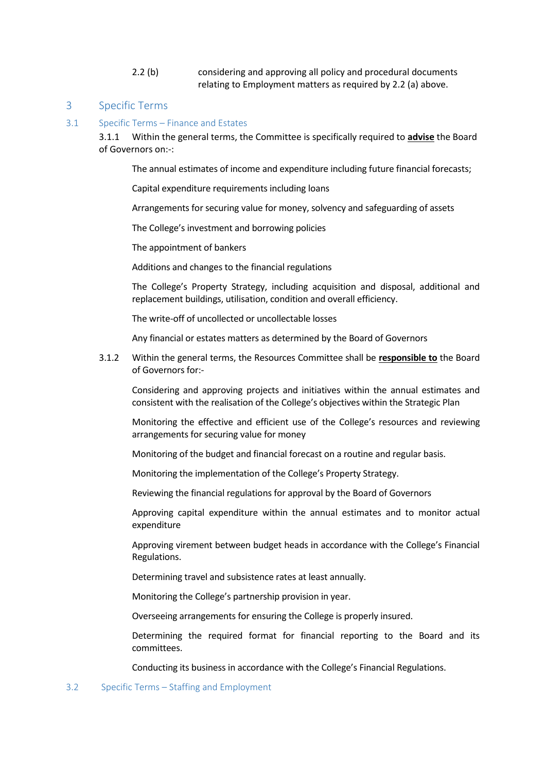2.2 (b) considering and approving all policy and procedural documents relating to Employment matters as required by 2.2 (a) above.

## 3 Specific Terms

### 3.1 Specific Terms – Finance and Estates

3.1.1 Within the general terms, the Committee is specifically required to **<u>advise</u>** the Board of Governors on:-:

The annual estimates of income and expenditure including future financial forecasts;

Capital expenditure requirements including loans

Arrangements for securing value for money, solvency and safeguarding of assets

The College's investment and borrowing policies

The appointment of bankers

Additions and changes to the financial regulations

The College's Property Strategy, including acquisition and disposal, additional and replacement buildings, utilisation, condition and overall efficiency.

The write-off of uncollected or uncollectable losses

Any financial or estates matters as determined by the Board of Governors

3.1.2 Within the general terms, the Resources Committee shall be **<u>responsible to</u>** the Board of Governors for:-

Considering and approving projects and initiatives within the annual estimates and consistent with the realisation of the College's objectives within the Strategic Plan

Monitoring the effective and efficient use of the College's resources and reviewing arrangements for securing value for money

Monitoring of the budget and financial forecast on a routine and regular basis.

Monitoring the implementation of the College's Property Strategy.

Reviewing the financial regulations for approval by the Board of Governors

Approving capital expenditure within the annual estimates and to monitor actual expenditure

Approving virement between budget heads in accordance with the College's Financial Regulations.

Determining travel and subsistence rates at least annually.

Monitoring the College's partnership provision in year.

Overseeing arrangements for ensuring the College is properly insured.

Determining the required format for financial reporting to the Board and its committees.

Conducting its business in accordance with the College's Financial Regulations.

### 3.2 Specific Terms – Staffing and Employment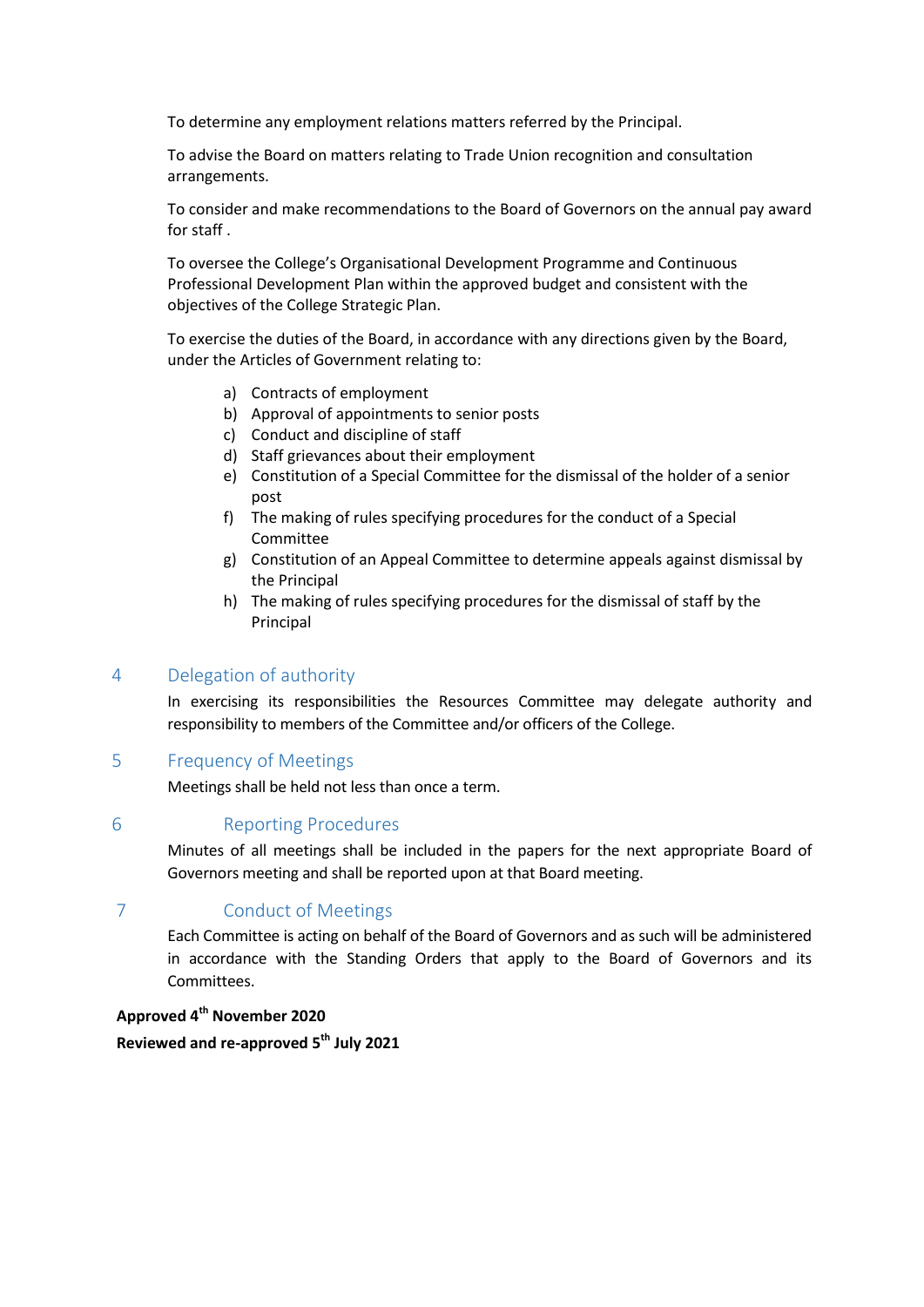To determine any employment relations matters referred by the Principal.

To advise the Board on matters relating to Trade Union recognition and consultation arrangements.

To consider and make recommendations to the Board of Governors on the annual pay award for staff .

To oversee the College's Organisational Development Programme and Continuous Professional Development Plan within the approved budget and consistent with the objectives of the College Strategic Plan.

To exercise the duties of the Board, in accordance with any directions given by the Board, under the Articles of Government relating to:

a) Contracts of employment
b) Approval of appointments to senior posts
c) Conduct and discipline of staff
d) Staff grievances about their employment
e) Constitution of a Special Committee for the dismissal of the holder of a senior post
f) The making of rules specifying procedures for the conduct of a Special Committee
g) Constitution of an Appeal Committee to determine appeals against dismissal by the Principal
h) The making of rules specifying procedures for the dismissal of staff by the Principal

## 4 Delegation of authority

In exercising its responsibilities the Resources Committee may delegate authority and responsibility to members of the Committee and/or officers of the College.

## 5 Frequency of Meetings

Meetings shall be held not less than once a term.

## 6 Reporting Procedures

Minutes of all meetings shall be included in the papers for the next appropriate Board of Governors meeting and shall be reported upon at that Board meeting.

## 7 Conduct of Meetings

Each Committee is acting on behalf of the Board of Governors and as such will be administered in accordance with the Standing Orders that apply to the Board of Governors and its Committees.

**Approved 4th November 2020**

**Reviewed and re-approved 5th July 2021**